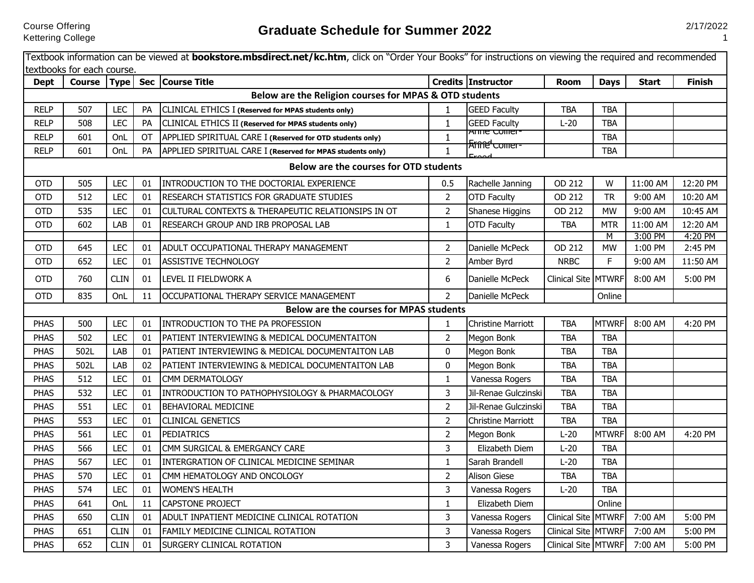Course Offering
Kettering College

# Graduate Schedule for Summer 2022

2/17/2022

Textbook information can be viewed at **bookstore.mbsdirect.net/kc.htm**, click on "Order Your Books" for instructions on viewing the required and recommended textbooks for each course.

| Dept | Course | Type | Sec | Course Title | Credits | Instructor | Room | Days | Start | Finish |
|---|---|---|---|---|---|---|---|---|---|---|
| **Below are the Religion courses for MPAS & OTD students** | | | | | | | | | | |
| RELP | 507 | LEC | PA | CLINICAL ETHICS I **(Reserved for MPAS students only)** | 1 | GEED Faculty | TBA | TBA | | |
| RELP | 508 | LEC | PA | CLINICAL ETHICS II **(Reserved for MPAS students only)** | 1 | GEED Faculty | L-20 | TBA | | |
| RELP | 601 | OnL | OT | APPLIED SPIRITUAL CARE I **(Reserved for OTD students only)** | 1 | Anne Collier-Freed | | TBA | | |
| RELP | 601 | OnL | PA | APPLIED SPIRITUAL CARE I **(Reserved for MPAS students only)** | 1 | Anne Collier-Freed | | TBA | | |
| **Below are the courses for OTD students** | | | | | | | | | | |
| OTD | 505 | LEC | 01 | INTRODUCTION TO THE DOCTORIAL EXPERIENCE | 0.5 | Rachelle Janning | OD 212 | W | 11:00 AM | 12:20 PM |
| OTD | 512 | LEC | 01 | RESEARCH STATISTICS FOR GRADUATE STUDIES | 2 | OTD Faculty | OD 212 | TR | 9:00 AM | 10:20 AM |
| OTD | 535 | LEC | 01 | CULTURAL CONTEXTS & THERAPEUTIC RELATIONSIPS IN OT | 2 | Shanese Higgins | OD 212 | MW | 9:00 AM | 10:45 AM |
| OTD | 602 | LAB | 01 | RESEARCH GROUP AND IRB PROPOSAL LAB | 1 | OTD Faculty | TBA | MTR | 11:00 AM | 12:20 AM |
| | | | | | | | | M | 3:00 PM | 4:20 PM |
| OTD | 645 | LEC | 01 | ADULT OCCUPATIONAL THERAPY MANAGEMENT | 2 | Danielle McPeck | OD 212 | MW | 1:00 PM | 2:45 PM |
| OTD | 652 | LEC | 01 | ASSISTIVE TECHNOLOGY | 2 | Amber Byrd | NRBC | F | 9:00 AM | 11:50 AM |
| OTD | 760 | CLIN | 01 | LEVEL II FIELDWORK A | 6 | Danielle McPeck | Clinical Site | MTWRF | 8:00 AM | 5:00 PM |
| OTD | 835 | OnL | 11 | OCCUPATIONAL THERAPY SERVICE MANAGEMENT | 2 | Danielle McPeck | | Online | | |
| **Below are the courses for MPAS students** | | | | | | | | | | |
| PHAS | 500 | LEC | 01 | INTRODUCTION TO THE PA PROFESSION | 1 | Christine Marriott | TBA | MTWRF | 8:00 AM | 4:20 PM |
| PHAS | 502 | LEC | 01 | PATIENT INTERVIEWING & MEDICAL DOCUMENTAITON | 2 | Megon Bonk | TBA | TBA | | |
| PHAS | 502L | LAB | 01 | PATIENT INTERVIEWING & MEDICAL DOCUMENTAITON LAB | 0 | Megon Bonk | TBA | TBA | | |
| PHAS | 502L | LAB | 02 | PATIENT INTERVIEWING & MEDICAL DOCUMENTAITON LAB | 0 | Megon Bonk | TBA | TBA | | |
| PHAS | 512 | LEC | 01 | CMM DERMATOLOGY | 1 | Vanessa Rogers | TBA | TBA | | |
| PHAS | 532 | LEC | 01 | INTRODUCTION TO PATHOPHYSIOLOGY & PHARMACOLOGY | 3 | Jil-Renae Gulczinski | TBA | TBA | | |
| PHAS | 551 | LEC | 01 | BEHAVIORAL MEDICINE | 2 | Jil-Renae Gulczinski | TBA | TBA | | |
| PHAS | 553 | LEC | 01 | CLINICAL GENETICS | 2 | Christine Marriott | TBA | TBA | | |
| PHAS | 561 | LEC | 01 | PEDIATRICS | 2 | Megon Bonk | L-20 | MTWRF | 8:00 AM | 4:20 PM |
| PHAS | 566 | LEC | 01 | CMM SURGICAL & EMERGANCY CARE | 3 | Elizabeth Diem | L-20 | TBA | | |
| PHAS | 567 | LEC | 01 | INTERGRATION OF CLINICAL MEDICINE SEMINAR | 1 | Sarah Brandell | L-20 | TBA | | |
| PHAS | 570 | LEC | 01 | CMM HEMATOLOGY AND ONCOLOGY | 2 | Alison Giese | TBA | TBA | | |
| PHAS | 574 | LEC | 01 | WOMEN'S HEALTH | 3 | Vanessa Rogers | L-20 | TBA | | |
| PHAS | 641 | OnL | 11 | CAPSTONE PROJECT | 1 | Elizabeth Diem | | Online | | |
| PHAS | 650 | CLIN | 01 | ADULT INPATIENT MEDICINE CLINICAL ROTATION | 3 | Vanessa Rogers | Clinical Site | MTWRF | 7:00 AM | 5:00 PM |
| PHAS | 651 | CLIN | 01 | FAMILY MEDICINE CLINICAL ROTATION | 3 | Vanessa Rogers | Clinical Site | MTWRF | 7:00 AM | 5:00 PM |
| PHAS | 652 | CLIN | 01 | SURGERY CLINICAL ROTATION | 3 | Vanessa Rogers | Clinical Site | MTWRF | 7:00 AM | 5:00 PM |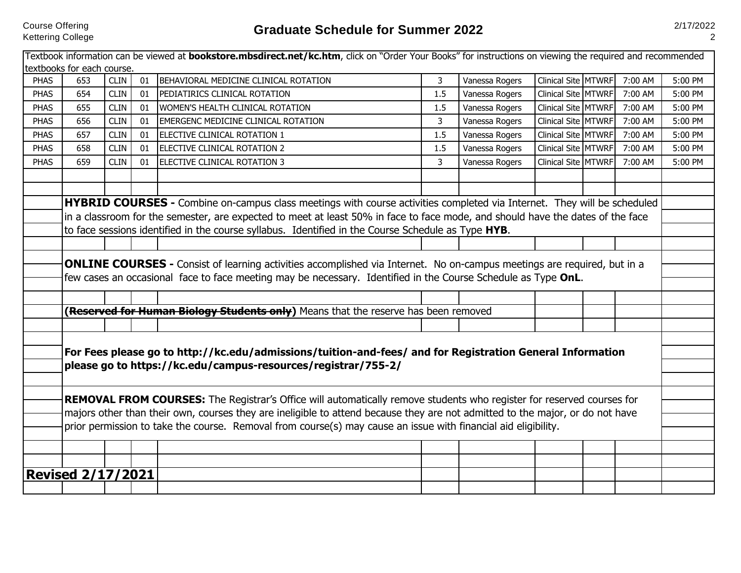Textbook information can be viewed at **bookstore.mbsdirect.net/kc.htm**, click on "Order Your Books" for instructions on viewing the required and recommended textbooks for each course.

| | | | | | | | | | | |
|---|---|---|---|---|---|---|---|---|---|---|
| PHAS | 653 | CLIN | 01 | BEHAVIORAL MEDICINE CLINICAL ROTATION | 3 | Vanessa Rogers | Clinical Site | MTWRF | 7:00 AM | 5:00 PM |
| PHAS | 654 | CLIN | 01 | PEDIATIRICS CLINICAL ROTATION | 1.5 | Vanessa Rogers | Clinical Site | MTWRF | 7:00 AM | 5:00 PM |
| PHAS | 655 | CLIN | 01 | WOMEN'S HEALTH CLINICAL ROTATION | 1.5 | Vanessa Rogers | Clinical Site | MTWRF | 7:00 AM | 5:00 PM |
| PHAS | 656 | CLIN | 01 | EMERGENC MEDICINE CLINICAL ROTATION | 3 | Vanessa Rogers | Clinical Site | MTWRF | 7:00 AM | 5:00 PM |
| PHAS | 657 | CLIN | 01 | ELECTIVE CLINICAL ROTATION 1 | 1.5 | Vanessa Rogers | Clinical Site | MTWRF | 7:00 AM | 5:00 PM |
| PHAS | 658 | CLIN | 01 | ELECTIVE CLINICAL ROTATION 2 | 1.5 | Vanessa Rogers | Clinical Site | MTWRF | 7:00 AM | 5:00 PM |
| PHAS | 659 | CLIN | 01 | ELECTIVE CLINICAL ROTATION 3 | 3 | Vanessa Rogers | Clinical Site | MTWRF | 7:00 AM | 5:00 PM |

**HYBRID COURSES -** Combine on-campus class meetings with course activities completed via Internet. They will be scheduled in a classroom for the semester, are expected to meet at least 50% in face to face mode, and should have the dates of the face to face sessions identified in the course syllabus. Identified in the Course Schedule as Type **HYB**.

**ONLINE COURSES -** Consist of learning activities accomplished via Internet. No on-campus meetings are required, but in a few cases an occasional face to face meeting may be necessary. Identified in the Course Schedule as Type **OnL**.

**(~~Reserved for Human Biology Students only~~)** Means that the reserve has been removed

**For Fees please go to http://kc.edu/admissions/tuition-and-fees/ and for Registration General Information please go to https://kc.edu/campus-resources/registrar/755-2/**

**REMOVAL FROM COURSES:** The Registrar's Office will automatically remove students who register for reserved courses for majors other than their own, courses they are ineligible to attend because they are not admitted to the major, or do not have prior permission to take the course. Removal from course(s) may cause an issue with financial aid eligibility.

**Revised 2/17/2021**